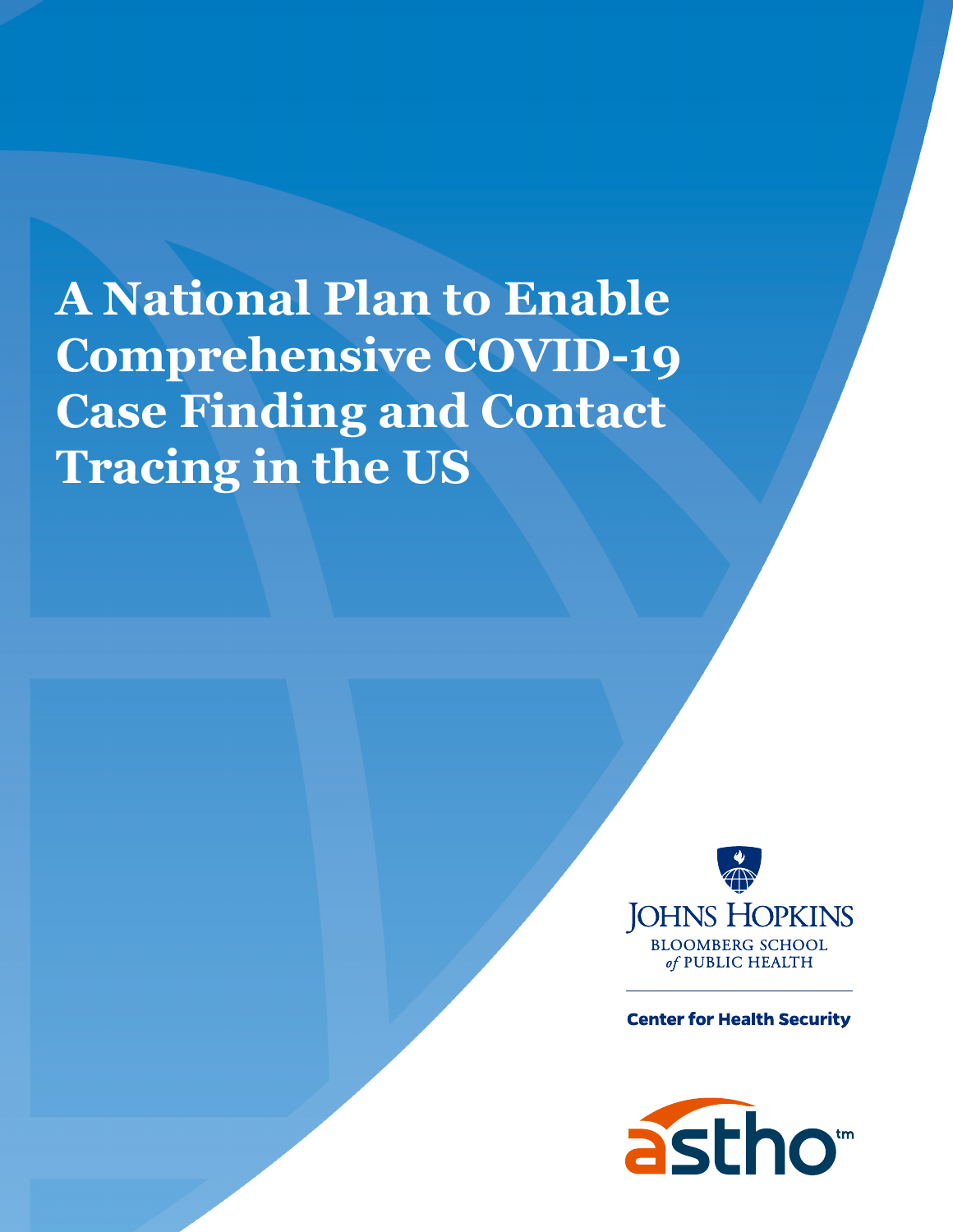# A National Plan to Enable Comprehensive COVID-19 Case Finding and Contact Tracing in the US

JOHNS HOPKINS
BLOOMBERG SCHOOL
*of* PUBLIC HEALTH

**Center for Health Security**

astho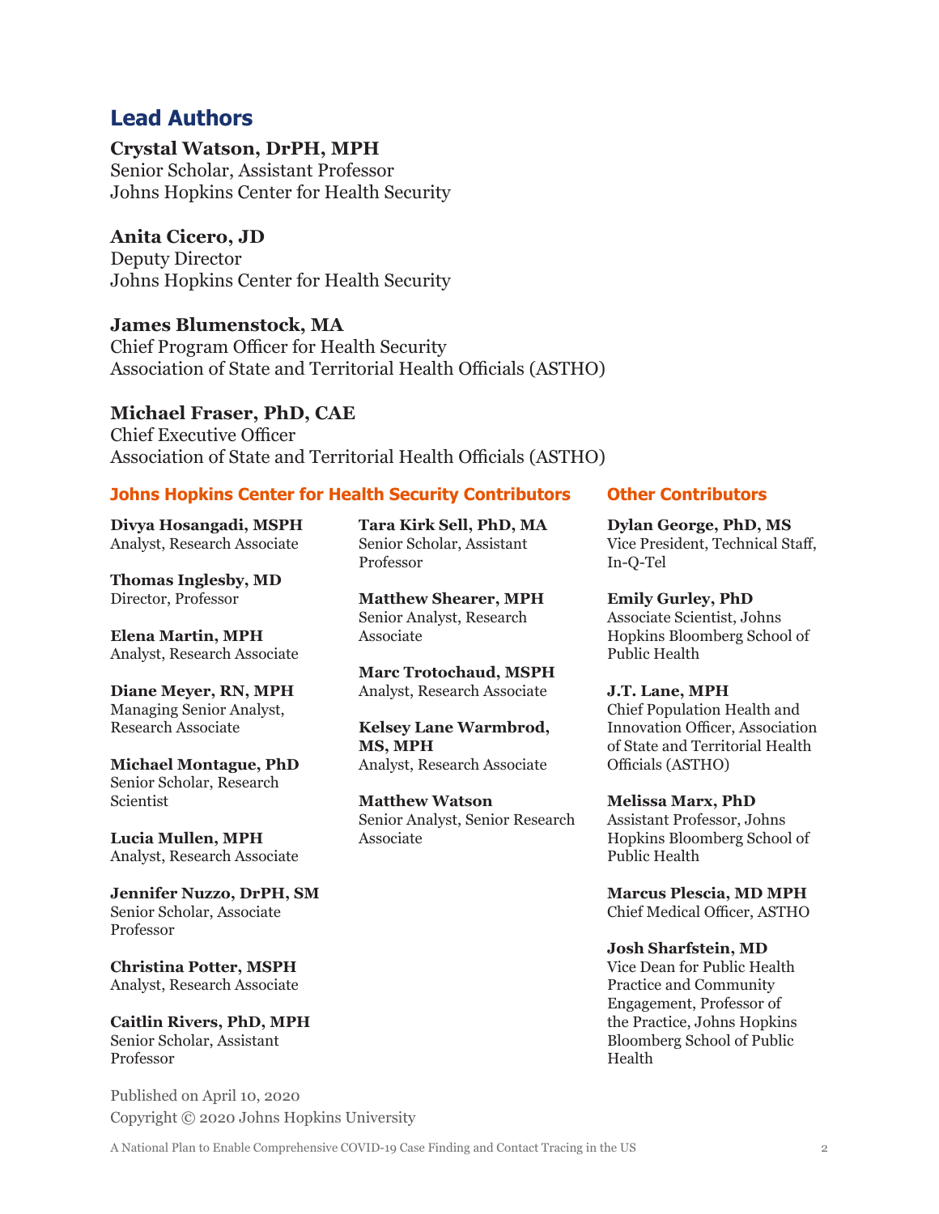## Lead Authors

**Crystal Watson, DrPH, MPH**
Senior Scholar, Assistant Professor
Johns Hopkins Center for Health Security

**Anita Cicero, JD**
Deputy Director
Johns Hopkins Center for Health Security

**James Blumenstock, MA**
Chief Program Officer for Health Security
Association of State and Territorial Health Officials (ASTHO)

**Michael Fraser, PhD, CAE**
Chief Executive Officer
Association of State and Territorial Health Officials (ASTHO)

### Johns Hopkins Center for Health Security Contributors

**Divya Hosangadi, MSPH**
Analyst, Research Associate

**Thomas Inglesby, MD**
Director, Professor

**Elena Martin, MPH**
Analyst, Research Associate

**Diane Meyer, RN, MPH**
Managing Senior Analyst, Research Associate

**Michael Montague, PhD**
Senior Scholar, Research Scientist

**Lucia Mullen, MPH**
Analyst, Research Associate

**Jennifer Nuzzo, DrPH, SM**
Senior Scholar, Associate Professor

**Christina Potter, MSPH**
Analyst, Research Associate

**Caitlin Rivers, PhD, MPH**
Senior Scholar, Assistant Professor

**Tara Kirk Sell, PhD, MA**
Senior Scholar, Assistant Professor

**Matthew Shearer, MPH**
Senior Analyst, Research Associate

**Marc Trotochaud, MSPH**
Analyst, Research Associate

**Kelsey Lane Warmbrod, MS, MPH**
Analyst, Research Associate

**Matthew Watson**
Senior Analyst, Senior Research Associate

### Other Contributors

**Dylan George, PhD, MS**
Vice President, Technical Staff, In-Q-Tel

**Emily Gurley, PhD**
Associate Scientist, Johns Hopkins Bloomberg School of Public Health

**J.T. Lane, MPH**
Chief Population Health and Innovation Officer, Association of State and Territorial Health Officials (ASTHO)

**Melissa Marx, PhD**
Assistant Professor, Johns Hopkins Bloomberg School of Public Health

**Marcus Plescia, MD MPH**
Chief Medical Officer, ASTHO

**Josh Sharfstein, MD**
Vice Dean for Public Health Practice and Community Engagement, Professor of the Practice, Johns Hopkins Bloomberg School of Public Health

Published on April 10, 2020
Copyright © 2020 Johns Hopkins University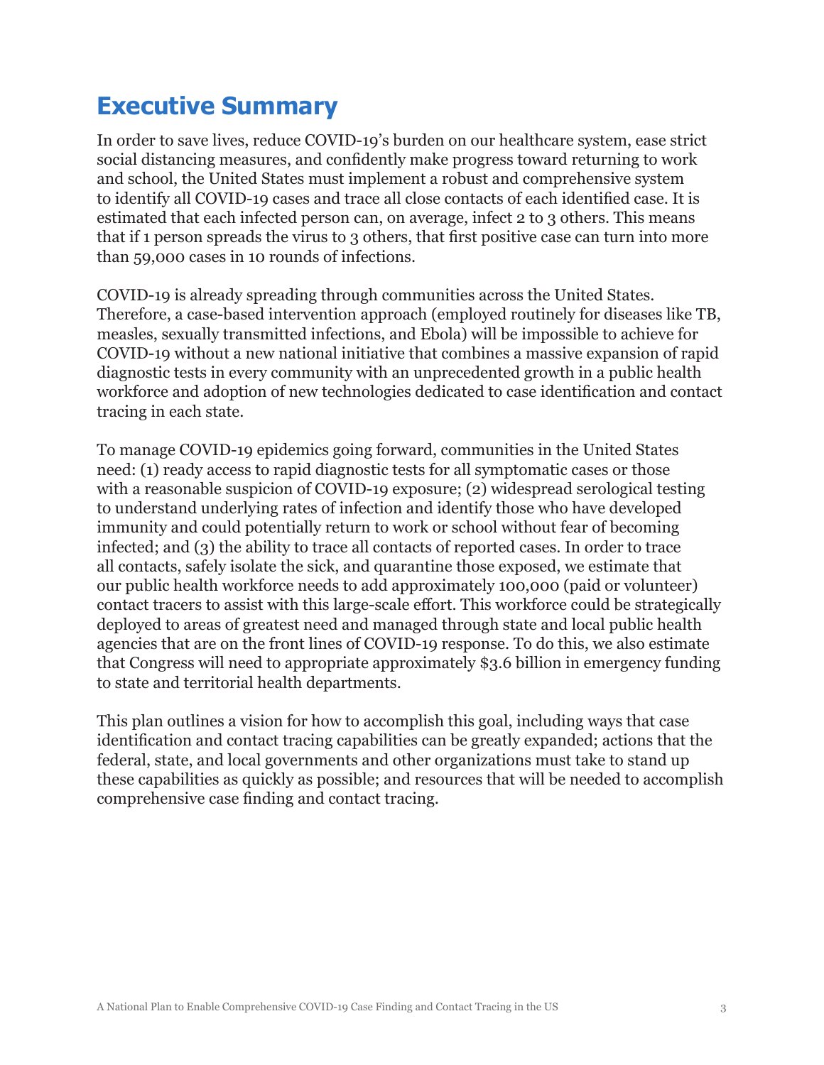# Executive Summary

In order to save lives, reduce COVID-19's burden on our healthcare system, ease strict social distancing measures, and confidently make progress toward returning to work and school, the United States must implement a robust and comprehensive system to identify all COVID-19 cases and trace all close contacts of each identified case. It is estimated that each infected person can, on average, infect 2 to 3 others. This means that if 1 person spreads the virus to 3 others, that first positive case can turn into more than 59,000 cases in 10 rounds of infections.

COVID-19 is already spreading through communities across the United States. Therefore, a case-based intervention approach (employed routinely for diseases like TB, measles, sexually transmitted infections, and Ebola) will be impossible to achieve for COVID-19 without a new national initiative that combines a massive expansion of rapid diagnostic tests in every community with an unprecedented growth in a public health workforce and adoption of new technologies dedicated to case identification and contact tracing in each state.

To manage COVID-19 epidemics going forward, communities in the United States need: (1) ready access to rapid diagnostic tests for all symptomatic cases or those with a reasonable suspicion of COVID-19 exposure; (2) widespread serological testing to understand underlying rates of infection and identify those who have developed immunity and could potentially return to work or school without fear of becoming infected; and (3) the ability to trace all contacts of reported cases. In order to trace all contacts, safely isolate the sick, and quarantine those exposed, we estimate that our public health workforce needs to add approximately 100,000 (paid or volunteer) contact tracers to assist with this large-scale effort. This workforce could be strategically deployed to areas of greatest need and managed through state and local public health agencies that are on the front lines of COVID-19 response. To do this, we also estimate that Congress will need to appropriate approximately $3.6 billion in emergency funding to state and territorial health departments.

This plan outlines a vision for how to accomplish this goal, including ways that case identification and contact tracing capabilities can be greatly expanded; actions that the federal, state, and local governments and other organizations must take to stand up these capabilities as quickly as possible; and resources that will be needed to accomplish comprehensive case finding and contact tracing.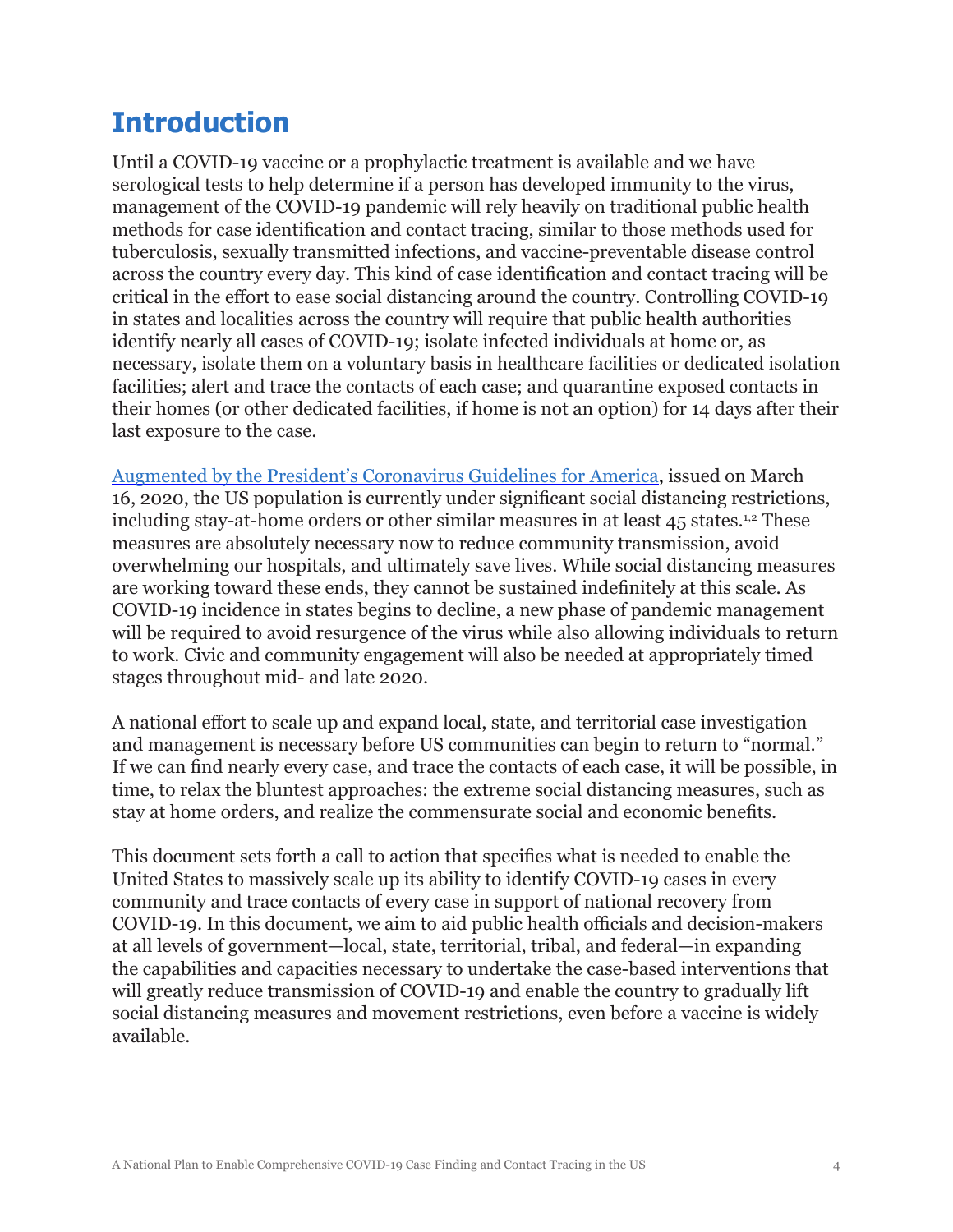# Introduction

Until a COVID-19 vaccine or a prophylactic treatment is available and we have serological tests to help determine if a person has developed immunity to the virus, management of the COVID-19 pandemic will rely heavily on traditional public health methods for case identification and contact tracing, similar to those methods used for tuberculosis, sexually transmitted infections, and vaccine-preventable disease control across the country every day. This kind of case identification and contact tracing will be critical in the effort to ease social distancing around the country. Controlling COVID-19 in states and localities across the country will require that public health authorities identify nearly all cases of COVID-19; isolate infected individuals at home or, as necessary, isolate them on a voluntary basis in healthcare facilities or dedicated isolation facilities; alert and trace the contacts of each case; and quarantine exposed contacts in their homes (or other dedicated facilities, if home is not an option) for 14 days after their last exposure to the case.

Augmented by the President's Coronavirus Guidelines for America, issued on March 16, 2020, the US population is currently under significant social distancing restrictions, including stay-at-home orders or other similar measures in at least 45 states.[1,2] These measures are absolutely necessary now to reduce community transmission, avoid overwhelming our hospitals, and ultimately save lives. While social distancing measures are working toward these ends, they cannot be sustained indefinitely at this scale. As COVID-19 incidence in states begins to decline, a new phase of pandemic management will be required to avoid resurgence of the virus while also allowing individuals to return to work. Civic and community engagement will also be needed at appropriately timed stages throughout mid- and late 2020.

A national effort to scale up and expand local, state, and territorial case investigation and management is necessary before US communities can begin to return to "normal." If we can find nearly every case, and trace the contacts of each case, it will be possible, in time, to relax the bluntest approaches: the extreme social distancing measures, such as stay at home orders, and realize the commensurate social and economic benefits.

This document sets forth a call to action that specifies what is needed to enable the United States to massively scale up its ability to identify COVID-19 cases in every community and trace contacts of every case in support of national recovery from COVID-19. In this document, we aim to aid public health officials and decision-makers at all levels of government—local, state, territorial, tribal, and federal—in expanding the capabilities and capacities necessary to undertake the case-based interventions that will greatly reduce transmission of COVID-19 and enable the country to gradually lift social distancing measures and movement restrictions, even before a vaccine is widely available.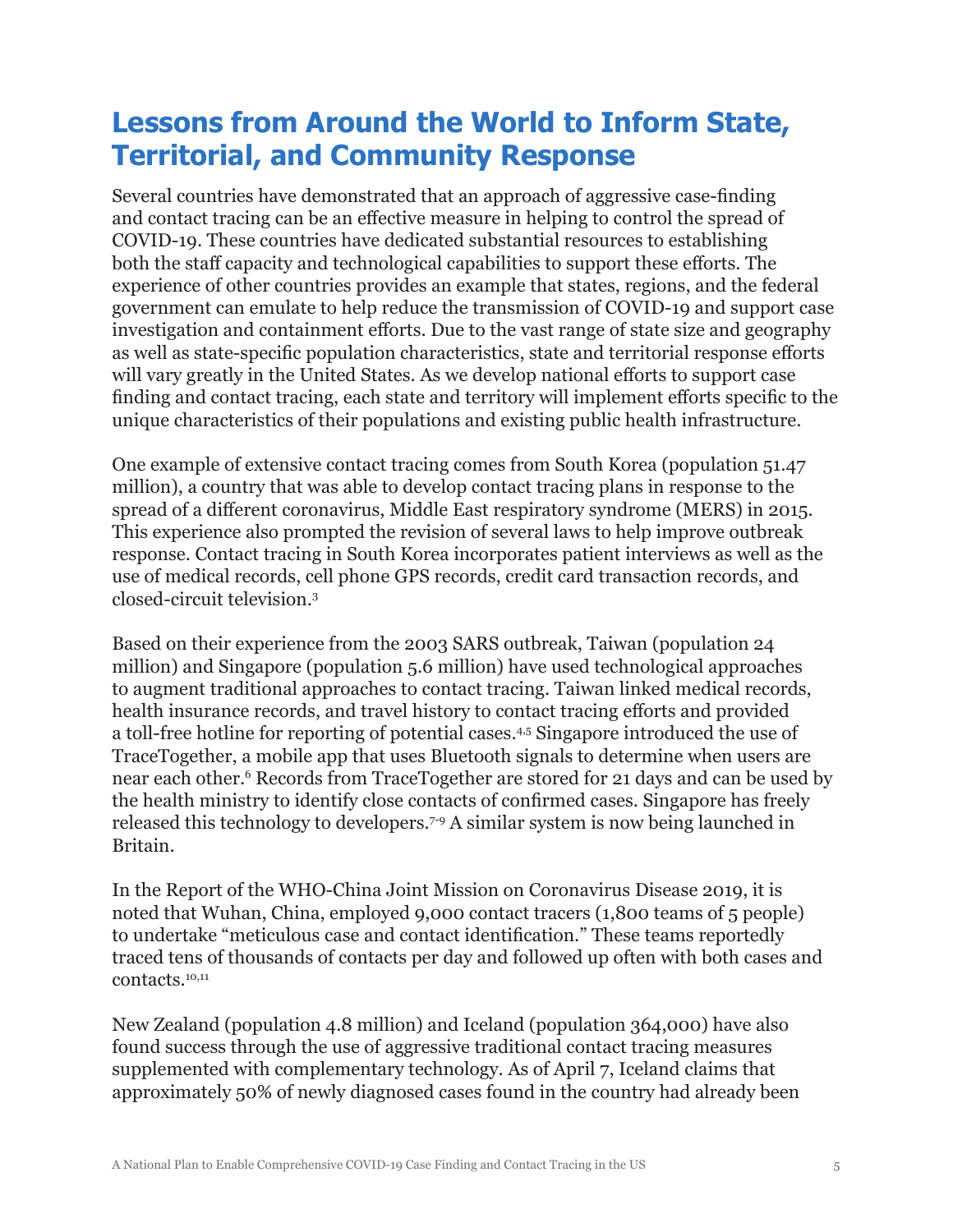# Lessons from Around the World to Inform State, Territorial, and Community Response

Several countries have demonstrated that an approach of aggressive case-finding and contact tracing can be an effective measure in helping to control the spread of COVID-19. These countries have dedicated substantial resources to establishing both the staff capacity and technological capabilities to support these efforts. The experience of other countries provides an example that states, regions, and the federal government can emulate to help reduce the transmission of COVID-19 and support case investigation and containment efforts. Due to the vast range of state size and geography as well as state-specific population characteristics, state and territorial response efforts will vary greatly in the United States. As we develop national efforts to support case finding and contact tracing, each state and territory will implement efforts specific to the unique characteristics of their populations and existing public health infrastructure.

One example of extensive contact tracing comes from South Korea (population 51.47 million), a country that was able to develop contact tracing plans in response to the spread of a different coronavirus, Middle East respiratory syndrome (MERS) in 2015. This experience also prompted the revision of several laws to help improve outbreak response. Contact tracing in South Korea incorporates patient interviews as well as the use of medical records, cell phone GPS records, credit card transaction records, and closed-circuit television.[3]

Based on their experience from the 2003 SARS outbreak, Taiwan (population 24 million) and Singapore (population 5.6 million) have used technological approaches to augment traditional approaches to contact tracing. Taiwan linked medical records, health insurance records, and travel history to contact tracing efforts and provided a toll-free hotline for reporting of potential cases.[4,5] Singapore introduced the use of TraceTogether, a mobile app that uses Bluetooth signals to determine when users are near each other.[6] Records from TraceTogether are stored for 21 days and can be used by the health ministry to identify close contacts of confirmed cases. Singapore has freely released this technology to developers.[7-9] A similar system is now being launched in Britain.

In the Report of the WHO-China Joint Mission on Coronavirus Disease 2019, it is noted that Wuhan, China, employed 9,000 contact tracers (1,800 teams of 5 people) to undertake "meticulous case and contact identification." These teams reportedly traced tens of thousands of contacts per day and followed up often with both cases and contacts.[10,11]

New Zealand (population 4.8 million) and Iceland (population 364,000) have also found success through the use of aggressive traditional contact tracing measures supplemented with complementary technology. As of April 7, Iceland claims that approximately 50% of newly diagnosed cases found in the country had already been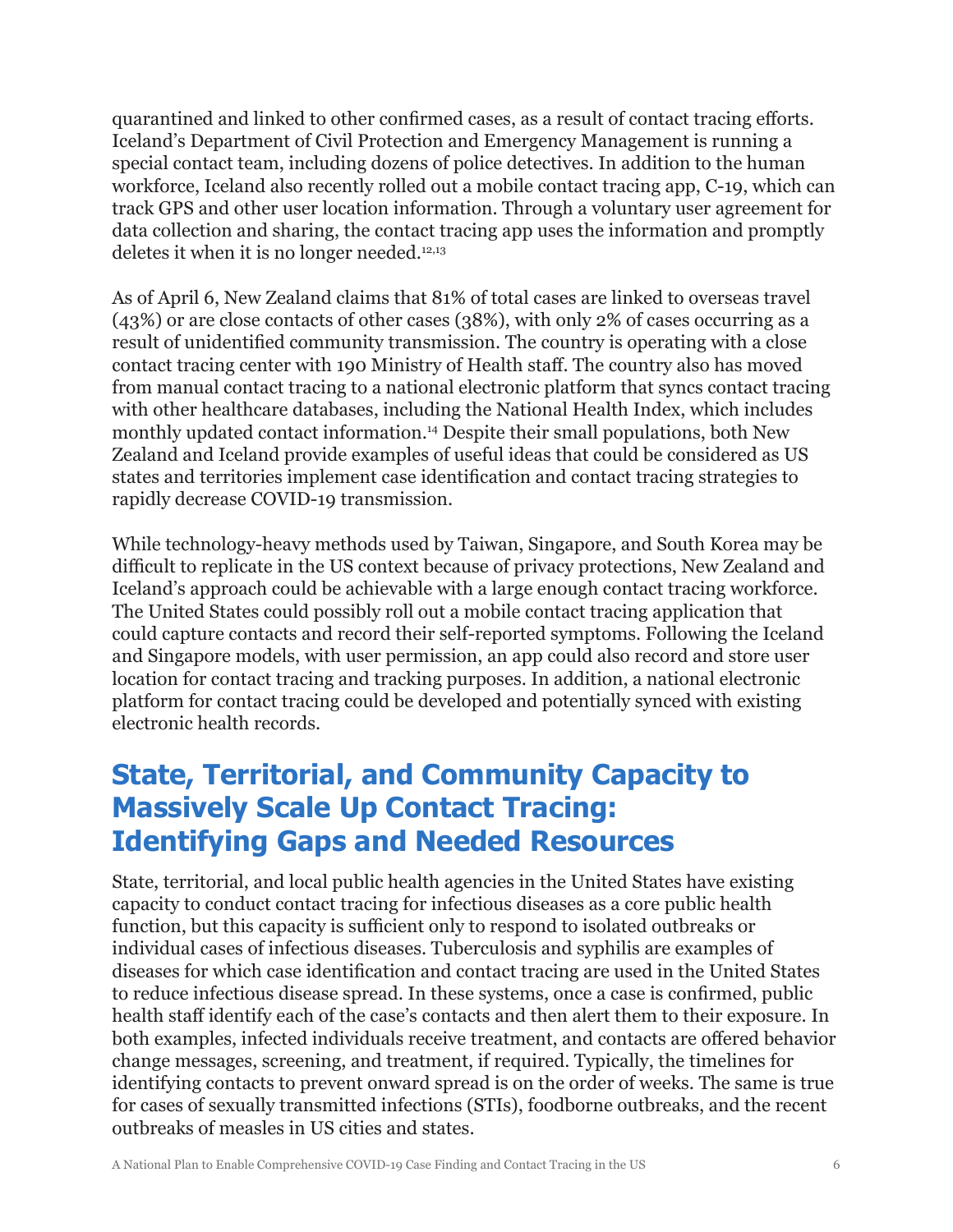quarantined and linked to other confirmed cases, as a result of contact tracing efforts. Iceland's Department of Civil Protection and Emergency Management is running a special contact team, including dozens of police detectives. In addition to the human workforce, Iceland also recently rolled out a mobile contact tracing app, C-19, which can track GPS and other user location information. Through a voluntary user agreement for data collection and sharing, the contact tracing app uses the information and promptly deletes it when it is no longer needed.[12,13]

As of April 6, New Zealand claims that 81% of total cases are linked to overseas travel (43%) or are close contacts of other cases (38%), with only 2% of cases occurring as a result of unidentified community transmission. The country is operating with a close contact tracing center with 190 Ministry of Health staff. The country also has moved from manual contact tracing to a national electronic platform that syncs contact tracing with other healthcare databases, including the National Health Index, which includes monthly updated contact information.[14] Despite their small populations, both New Zealand and Iceland provide examples of useful ideas that could be considered as US states and territories implement case identification and contact tracing strategies to rapidly decrease COVID-19 transmission.

While technology-heavy methods used by Taiwan, Singapore, and South Korea may be difficult to replicate in the US context because of privacy protections, New Zealand and Iceland's approach could be achievable with a large enough contact tracing workforce. The United States could possibly roll out a mobile contact tracing application that could capture contacts and record their self-reported symptoms. Following the Iceland and Singapore models, with user permission, an app could also record and store user location for contact tracing and tracking purposes. In addition, a national electronic platform for contact tracing could be developed and potentially synced with existing electronic health records.

## State, Territorial, and Community Capacity to Massively Scale Up Contact Tracing: Identifying Gaps and Needed Resources

State, territorial, and local public health agencies in the United States have existing capacity to conduct contact tracing for infectious diseases as a core public health function, but this capacity is sufficient only to respond to isolated outbreaks or individual cases of infectious diseases. Tuberculosis and syphilis are examples of diseases for which case identification and contact tracing are used in the United States to reduce infectious disease spread. In these systems, once a case is confirmed, public health staff identify each of the case's contacts and then alert them to their exposure. In both examples, infected individuals receive treatment, and contacts are offered behavior change messages, screening, and treatment, if required. Typically, the timelines for identifying contacts to prevent onward spread is on the order of weeks. The same is true for cases of sexually transmitted infections (STIs), foodborne outbreaks, and the recent outbreaks of measles in US cities and states.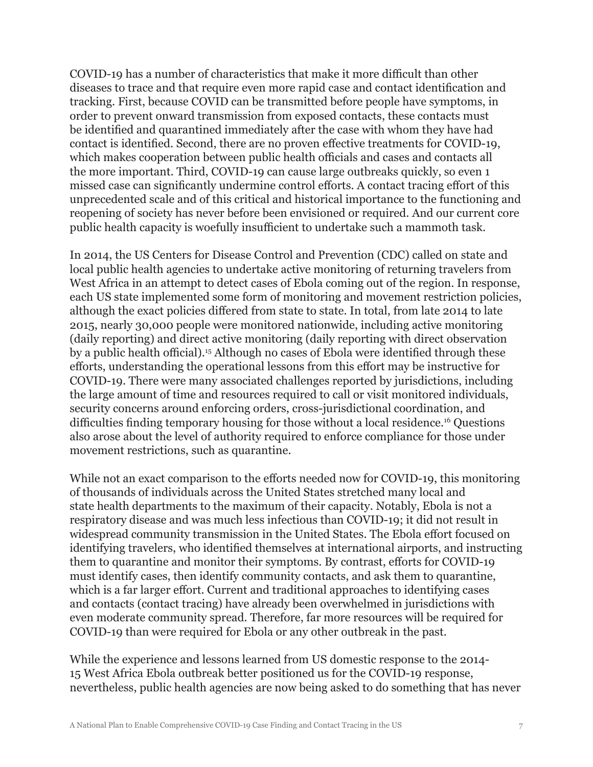COVID-19 has a number of characteristics that make it more difficult than other diseases to trace and that require even more rapid case and contact identification and tracking. First, because COVID can be transmitted before people have symptoms, in order to prevent onward transmission from exposed contacts, these contacts must be identified and quarantined immediately after the case with whom they have had contact is identified. Second, there are no proven effective treatments for COVID-19, which makes cooperation between public health officials and cases and contacts all the more important. Third, COVID-19 can cause large outbreaks quickly, so even 1 missed case can significantly undermine control efforts. A contact tracing effort of this unprecedented scale and of this critical and historical importance to the functioning and reopening of society has never before been envisioned or required. And our current core public health capacity is woefully insufficient to undertake such a mammoth task.

In 2014, the US Centers for Disease Control and Prevention (CDC) called on state and local public health agencies to undertake active monitoring of returning travelers from West Africa in an attempt to detect cases of Ebola coming out of the region. In response, each US state implemented some form of monitoring and movement restriction policies, although the exact policies differed from state to state. In total, from late 2014 to late 2015, nearly 30,000 people were monitored nationwide, including active monitoring (daily reporting) and direct active monitoring (daily reporting with direct observation by a public health official).[15] Although no cases of Ebola were identified through these efforts, understanding the operational lessons from this effort may be instructive for COVID-19. There were many associated challenges reported by jurisdictions, including the large amount of time and resources required to call or visit monitored individuals, security concerns around enforcing orders, cross-jurisdictional coordination, and difficulties finding temporary housing for those without a local residence.[16] Questions also arose about the level of authority required to enforce compliance for those under movement restrictions, such as quarantine.

While not an exact comparison to the efforts needed now for COVID-19, this monitoring of thousands of individuals across the United States stretched many local and state health departments to the maximum of their capacity. Notably, Ebola is not a respiratory disease and was much less infectious than COVID-19; it did not result in widespread community transmission in the United States. The Ebola effort focused on identifying travelers, who identified themselves at international airports, and instructing them to quarantine and monitor their symptoms. By contrast, efforts for COVID-19 must identify cases, then identify community contacts, and ask them to quarantine, which is a far larger effort. Current and traditional approaches to identifying cases and contacts (contact tracing) have already been overwhelmed in jurisdictions with even moderate community spread. Therefore, far more resources will be required for COVID-19 than were required for Ebola or any other outbreak in the past.

While the experience and lessons learned from US domestic response to the 2014-15 West Africa Ebola outbreak better positioned us for the COVID-19 response, nevertheless, public health agencies are now being asked to do something that has never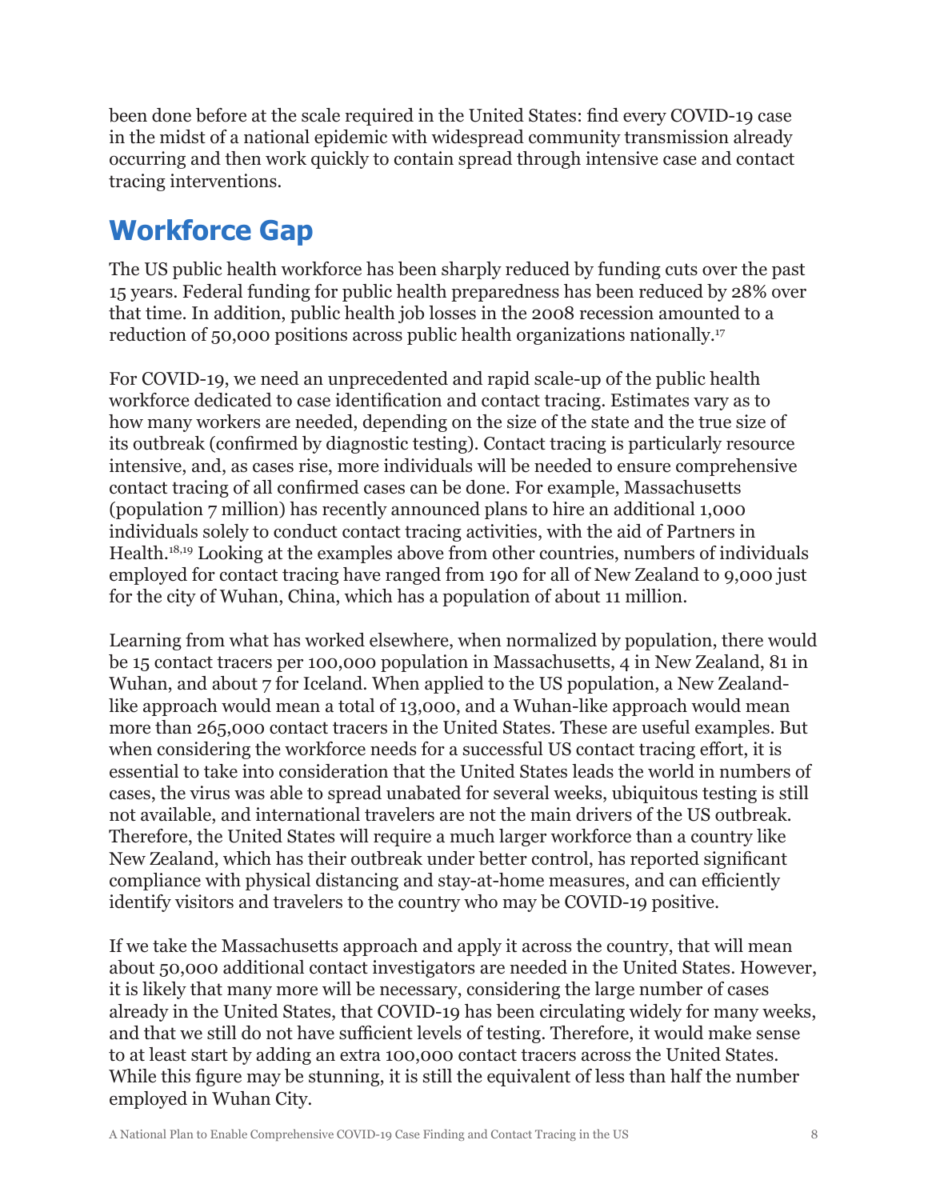been done before at the scale required in the United States: find every COVID-19 case in the midst of a national epidemic with widespread community transmission already occurring and then work quickly to contain spread through intensive case and contact tracing interventions.

## Workforce Gap

The US public health workforce has been sharply reduced by funding cuts over the past 15 years. Federal funding for public health preparedness has been reduced by 28% over that time. In addition, public health job losses in the 2008 recession amounted to a reduction of 50,000 positions across public health organizations nationally.[17]

For COVID-19, we need an unprecedented and rapid scale-up of the public health workforce dedicated to case identification and contact tracing. Estimates vary as to how many workers are needed, depending on the size of the state and the true size of its outbreak (confirmed by diagnostic testing). Contact tracing is particularly resource intensive, and, as cases rise, more individuals will be needed to ensure comprehensive contact tracing of all confirmed cases can be done. For example, Massachusetts (population 7 million) has recently announced plans to hire an additional 1,000 individuals solely to conduct contact tracing activities, with the aid of Partners in Health.[18,19] Looking at the examples above from other countries, numbers of individuals employed for contact tracing have ranged from 190 for all of New Zealand to 9,000 just for the city of Wuhan, China, which has a population of about 11 million.

Learning from what has worked elsewhere, when normalized by population, there would be 15 contact tracers per 100,000 population in Massachusetts, 4 in New Zealand, 81 in Wuhan, and about 7 for Iceland. When applied to the US population, a New Zealand-like approach would mean a total of 13,000, and a Wuhan-like approach would mean more than 265,000 contact tracers in the United States. These are useful examples. But when considering the workforce needs for a successful US contact tracing effort, it is essential to take into consideration that the United States leads the world in numbers of cases, the virus was able to spread unabated for several weeks, ubiquitous testing is still not available, and international travelers are not the main drivers of the US outbreak. Therefore, the United States will require a much larger workforce than a country like New Zealand, which has their outbreak under better control, has reported significant compliance with physical distancing and stay-at-home measures, and can efficiently identify visitors and travelers to the country who may be COVID-19 positive.

If we take the Massachusetts approach and apply it across the country, that will mean about 50,000 additional contact investigators are needed in the United States. However, it is likely that many more will be necessary, considering the large number of cases already in the United States, that COVID-19 has been circulating widely for many weeks, and that we still do not have sufficient levels of testing. Therefore, it would make sense to at least start by adding an extra 100,000 contact tracers across the United States. While this figure may be stunning, it is still the equivalent of less than half the number employed in Wuhan City.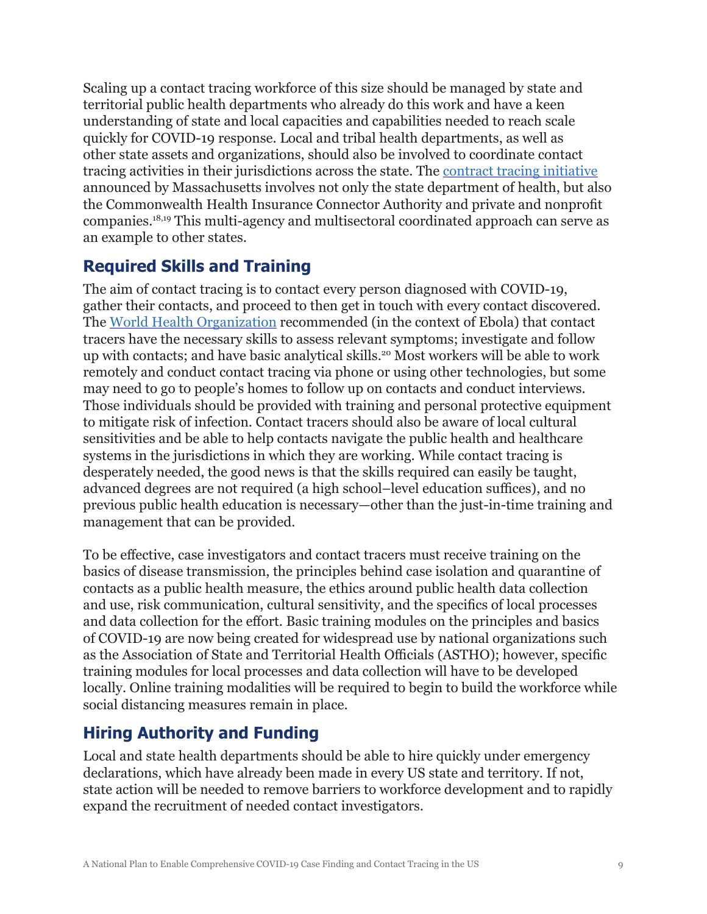Scaling up a contact tracing workforce of this size should be managed by state and territorial public health departments who already do this work and have a keen understanding of state and local capacities and capabilities needed to reach scale quickly for COVID-19 response. Local and tribal health departments, as well as other state assets and organizations, should also be involved to coordinate contact tracing activities in their jurisdictions across the state. The [contract tracing initiative] announced by Massachusetts involves not only the state department of health, but also the Commonwealth Health Insurance Connector Authority and private and nonprofit companies.[18,19] This multi-agency and multisectoral coordinated approach can serve as an example to other states.

## Required Skills and Training

The aim of contact tracing is to contact every person diagnosed with COVID-19, gather their contacts, and proceed to then get in touch with every contact discovered. The [World Health Organization] recommended (in the context of Ebola) that contact tracers have the necessary skills to assess relevant symptoms; investigate and follow up with contacts; and have basic analytical skills.[20] Most workers will be able to work remotely and conduct contact tracing via phone or using other technologies, but some may need to go to people's homes to follow up on contacts and conduct interviews. Those individuals should be provided with training and personal protective equipment to mitigate risk of infection. Contact tracers should also be aware of local cultural sensitivities and be able to help contacts navigate the public health and healthcare systems in the jurisdictions in which they are working. While contact tracing is desperately needed, the good news is that the skills required can easily be taught, advanced degrees are not required (a high school–level education suffices), and no previous public health education is necessary—other than the just-in-time training and management that can be provided.

To be effective, case investigators and contact tracers must receive training on the basics of disease transmission, the principles behind case isolation and quarantine of contacts as a public health measure, the ethics around public health data collection and use, risk communication, cultural sensitivity, and the specifics of local processes and data collection for the effort. Basic training modules on the principles and basics of COVID-19 are now being created for widespread use by national organizations such as the Association of State and Territorial Health Officials (ASTHO); however, specific training modules for local processes and data collection will have to be developed locally. Online training modalities will be required to begin to build the workforce while social distancing measures remain in place.

## Hiring Authority and Funding

Local and state health departments should be able to hire quickly under emergency declarations, which have already been made in every US state and territory. If not, state action will be needed to remove barriers to workforce development and to rapidly expand the recruitment of needed contact investigators.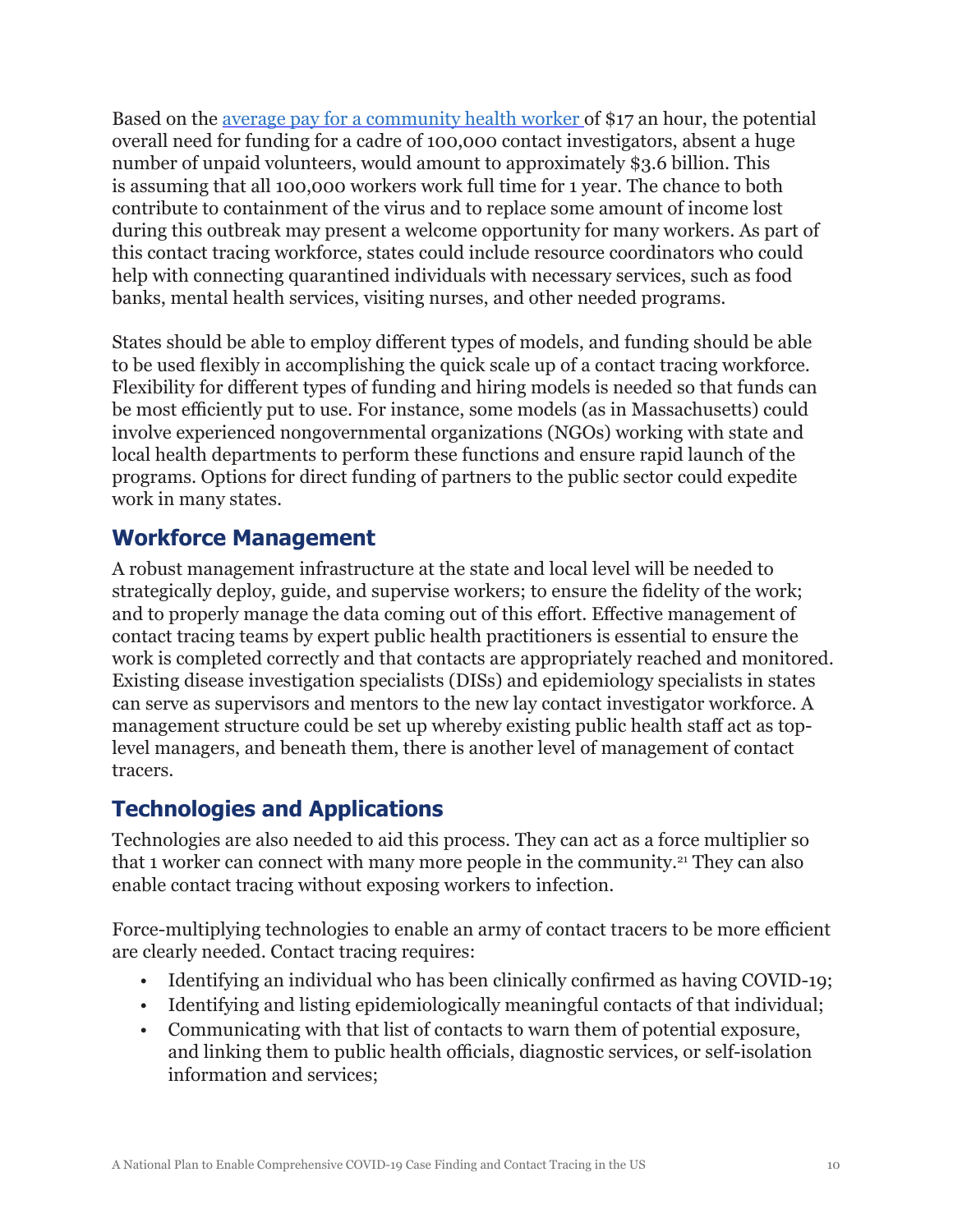Based on the average pay for a community health worker of $17 an hour, the potential overall need for funding for a cadre of 100,000 contact investigators, absent a huge number of unpaid volunteers, would amount to approximately $3.6 billion. This is assuming that all 100,000 workers work full time for 1 year. The chance to both contribute to containment of the virus and to replace some amount of income lost during this outbreak may present a welcome opportunity for many workers. As part of this contact tracing workforce, states could include resource coordinators who could help with connecting quarantined individuals with necessary services, such as food banks, mental health services, visiting nurses, and other needed programs.

States should be able to employ different types of models, and funding should be able to be used flexibly in accomplishing the quick scale up of a contact tracing workforce. Flexibility for different types of funding and hiring models is needed so that funds can be most efficiently put to use. For instance, some models (as in Massachusetts) could involve experienced nongovernmental organizations (NGOs) working with state and local health departments to perform these functions and ensure rapid launch of the programs. Options for direct funding of partners to the public sector could expedite work in many states.

## Workforce Management

A robust management infrastructure at the state and local level will be needed to strategically deploy, guide, and supervise workers; to ensure the fidelity of the work; and to properly manage the data coming out of this effort. Effective management of contact tracing teams by expert public health practitioners is essential to ensure the work is completed correctly and that contacts are appropriately reached and monitored. Existing disease investigation specialists (DISs) and epidemiology specialists in states can serve as supervisors and mentors to the new lay contact investigator workforce. A management structure could be set up whereby existing public health staff act as top-level managers, and beneath them, there is another level of management of contact tracers.

## Technologies and Applications

Technologies are also needed to aid this process. They can act as a force multiplier so that 1 worker can connect with many more people in the community.[21] They can also enable contact tracing without exposing workers to infection.

Force-multiplying technologies to enable an army of contact tracers to be more efficient are clearly needed. Contact tracing requires:

- Identifying an individual who has been clinically confirmed as having COVID-19;
- Identifying and listing epidemiologically meaningful contacts of that individual;
- Communicating with that list of contacts to warn them of potential exposure, and linking them to public health officials, diagnostic services, or self-isolation information and services;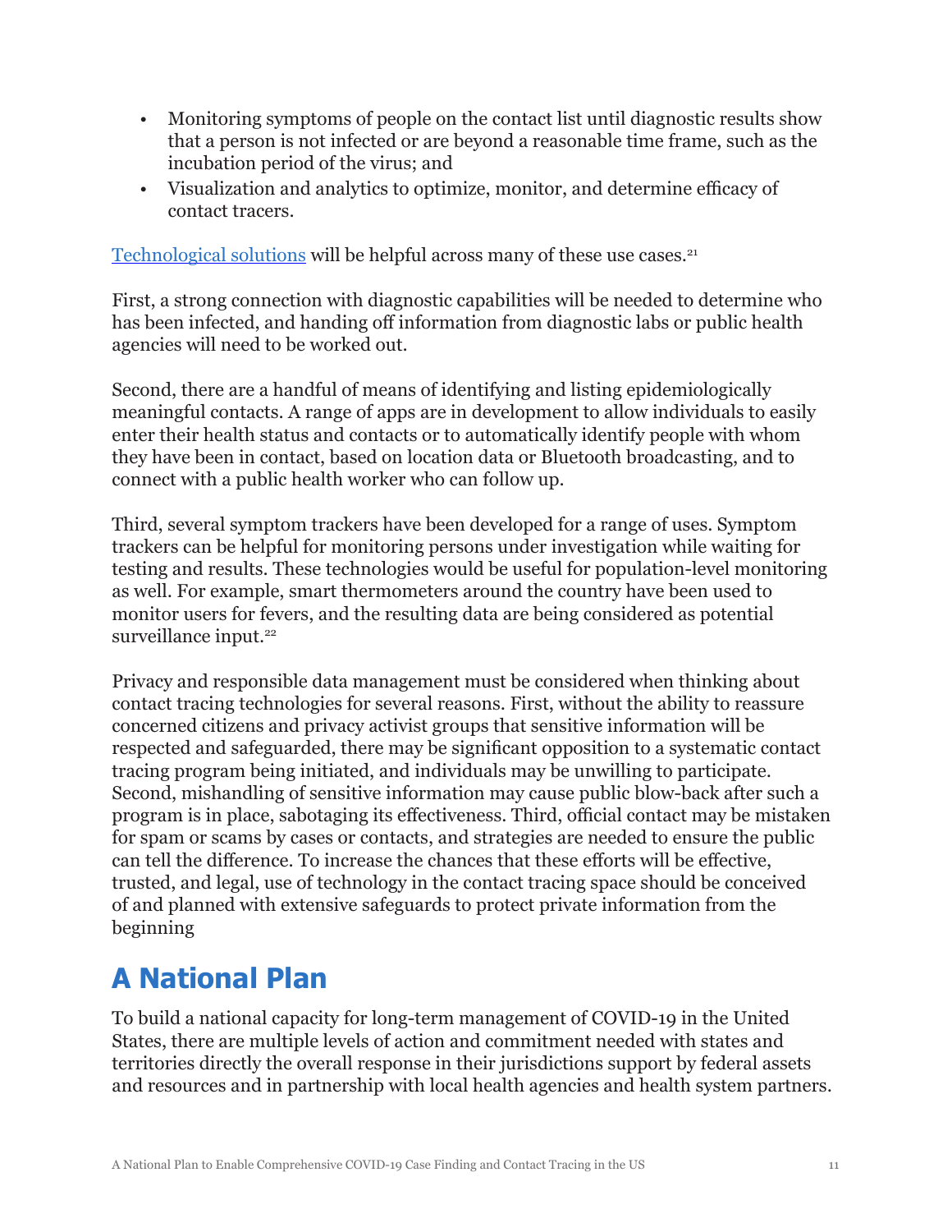- Monitoring symptoms of people on the contact list until diagnostic results show that a person is not infected or are beyond a reasonable time frame, such as the incubation period of the virus; and
- Visualization and analytics to optimize, monitor, and determine efficacy of contact tracers.

Technological solutions will be helpful across many of these use cases.[21]

First, a strong connection with diagnostic capabilities will be needed to determine who has been infected, and handing off information from diagnostic labs or public health agencies will need to be worked out.

Second, there are a handful of means of identifying and listing epidemiologically meaningful contacts. A range of apps are in development to allow individuals to easily enter their health status and contacts or to automatically identify people with whom they have been in contact, based on location data or Bluetooth broadcasting, and to connect with a public health worker who can follow up.

Third, several symptom trackers have been developed for a range of uses. Symptom trackers can be helpful for monitoring persons under investigation while waiting for testing and results. These technologies would be useful for population-level monitoring as well. For example, smart thermometers around the country have been used to monitor users for fevers, and the resulting data are being considered as potential surveillance input.[22]

Privacy and responsible data management must be considered when thinking about contact tracing technologies for several reasons. First, without the ability to reassure concerned citizens and privacy activist groups that sensitive information will be respected and safeguarded, there may be significant opposition to a systematic contact tracing program being initiated, and individuals may be unwilling to participate. Second, mishandling of sensitive information may cause public blow-back after such a program is in place, sabotaging its effectiveness. Third, official contact may be mistaken for spam or scams by cases or contacts, and strategies are needed to ensure the public can tell the difference. To increase the chances that these efforts will be effective, trusted, and legal, use of technology in the contact tracing space should be conceived of and planned with extensive safeguards to protect private information from the beginning

# A National Plan

To build a national capacity for long-term management of COVID-19 in the United States, there are multiple levels of action and commitment needed with states and territories directly the overall response in their jurisdictions support by federal assets and resources and in partnership with local health agencies and health system partners.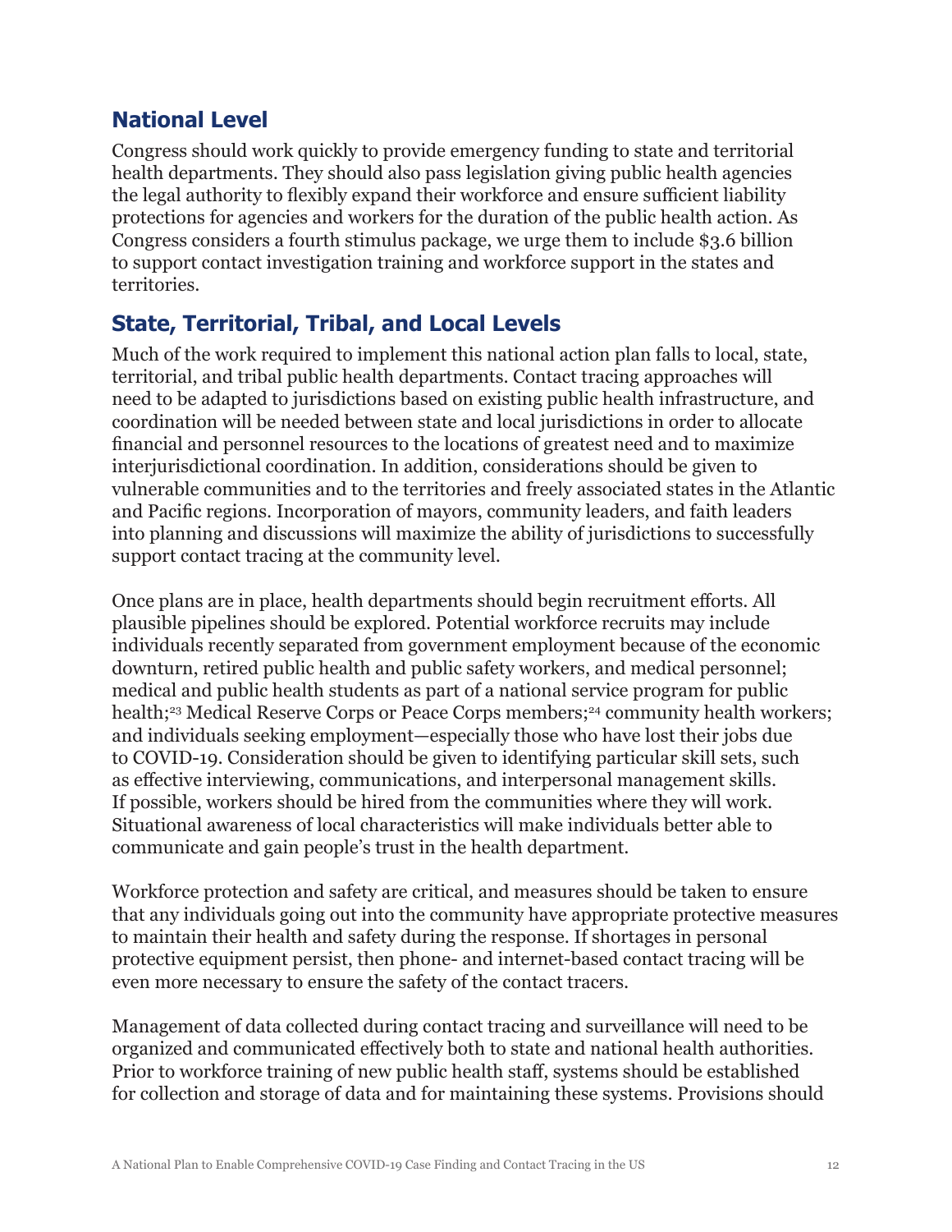## National Level

Congress should work quickly to provide emergency funding to state and territorial health departments. They should also pass legislation giving public health agencies the legal authority to flexibly expand their workforce and ensure sufficient liability protections for agencies and workers for the duration of the public health action. As Congress considers a fourth stimulus package, we urge them to include $3.6 billion to support contact investigation training and workforce support in the states and territories.

## State, Territorial, Tribal, and Local Levels

Much of the work required to implement this national action plan falls to local, state, territorial, and tribal public health departments. Contact tracing approaches will need to be adapted to jurisdictions based on existing public health infrastructure, and coordination will be needed between state and local jurisdictions in order to allocate financial and personnel resources to the locations of greatest need and to maximize interjurisdictional coordination. In addition, considerations should be given to vulnerable communities and to the territories and freely associated states in the Atlantic and Pacific regions. Incorporation of mayors, community leaders, and faith leaders into planning and discussions will maximize the ability of jurisdictions to successfully support contact tracing at the community level.

Once plans are in place, health departments should begin recruitment efforts. All plausible pipelines should be explored. Potential workforce recruits may include individuals recently separated from government employment because of the economic downturn, retired public health and public safety workers, and medical personnel; medical and public health students as part of a national service program for public health;[23] Medical Reserve Corps or Peace Corps members;[24] community health workers; and individuals seeking employment—especially those who have lost their jobs due to COVID-19. Consideration should be given to identifying particular skill sets, such as effective interviewing, communications, and interpersonal management skills. If possible, workers should be hired from the communities where they will work. Situational awareness of local characteristics will make individuals better able to communicate and gain people's trust in the health department.

Workforce protection and safety are critical, and measures should be taken to ensure that any individuals going out into the community have appropriate protective measures to maintain their health and safety during the response. If shortages in personal protective equipment persist, then phone- and internet-based contact tracing will be even more necessary to ensure the safety of the contact tracers.

Management of data collected during contact tracing and surveillance will need to be organized and communicated effectively both to state and national health authorities. Prior to workforce training of new public health staff, systems should be established for collection and storage of data and for maintaining these systems. Provisions should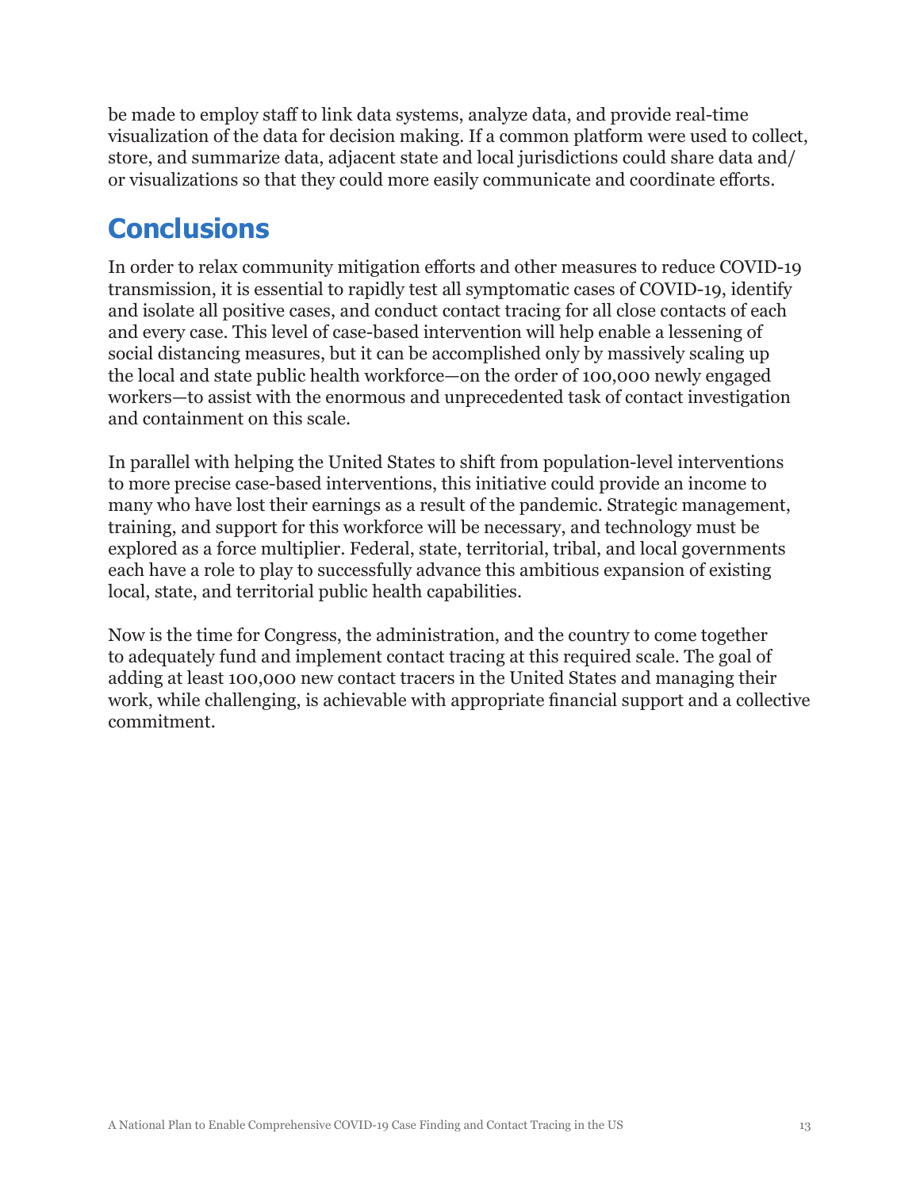be made to employ staff to link data systems, analyze data, and provide real-time visualization of the data for decision making. If a common platform were used to collect, store, and summarize data, adjacent state and local jurisdictions could share data and/or visualizations so that they could more easily communicate and coordinate efforts.

## Conclusions

In order to relax community mitigation efforts and other measures to reduce COVID-19 transmission, it is essential to rapidly test all symptomatic cases of COVID-19, identify and isolate all positive cases, and conduct contact tracing for all close contacts of each and every case. This level of case-based intervention will help enable a lessening of social distancing measures, but it can be accomplished only by massively scaling up the local and state public health workforce—on the order of 100,000 newly engaged workers—to assist with the enormous and unprecedented task of contact investigation and containment on this scale.

In parallel with helping the United States to shift from population-level interventions to more precise case-based interventions, this initiative could provide an income to many who have lost their earnings as a result of the pandemic. Strategic management, training, and support for this workforce will be necessary, and technology must be explored as a force multiplier. Federal, state, territorial, tribal, and local governments each have a role to play to successfully advance this ambitious expansion of existing local, state, and territorial public health capabilities.

Now is the time for Congress, the administration, and the country to come together to adequately fund and implement contact tracing at this required scale. The goal of adding at least 100,000 new contact tracers in the United States and managing their work, while challenging, is achievable with appropriate financial support and a collective commitment.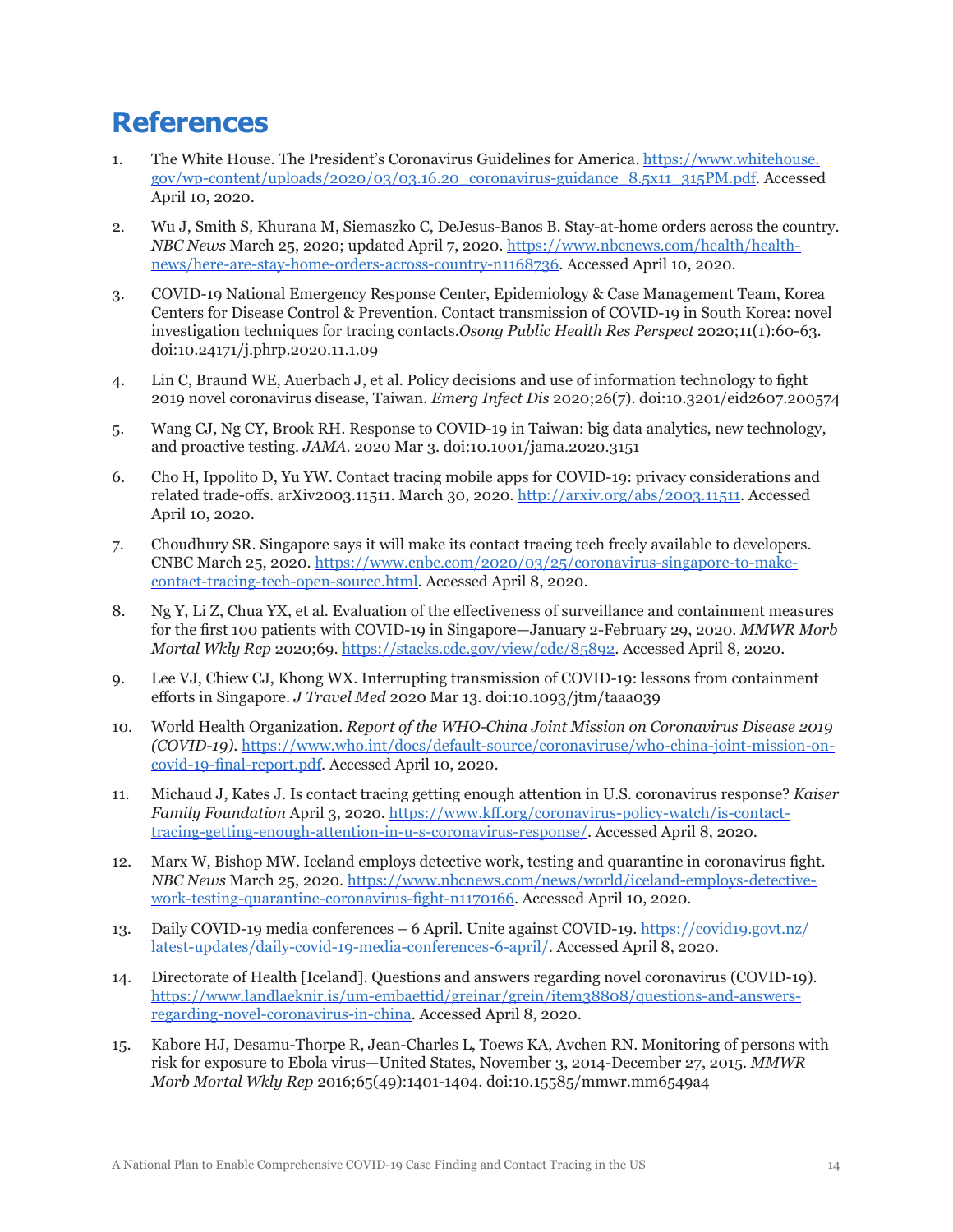# References

1. The White House. The President's Coronavirus Guidelines for America. https://www.whitehouse.gov/wp-content/uploads/2020/03/03.16.20_coronavirus-guidance_8.5x11_315PM.pdf. Accessed April 10, 2020.

2. Wu J, Smith S, Khurana M, Siemaszko C, DeJesus-Banos B. Stay-at-home orders across the country. *NBC News* March 25, 2020; updated April 7, 2020. https://www.nbcnews.com/health/health-news/here-are-stay-home-orders-across-country-n1168736. Accessed April 10, 2020.

3. COVID-19 National Emergency Response Center, Epidemiology & Case Management Team, Korea Centers for Disease Control & Prevention. Contact transmission of COVID-19 in South Korea: novel investigation techniques for tracing contacts.*Osong Public Health Res Perspect* 2020;11(1):60-63. doi:10.24171/j.phrp.2020.11.1.09

4. Lin C, Braund WE, Auerbach J, et al. Policy decisions and use of information technology to fight 2019 novel coronavirus disease, Taiwan. *Emerg Infect Dis* 2020;26(7). doi:10.3201/eid2607.200574

5. Wang CJ, Ng CY, Brook RH. Response to COVID-19 in Taiwan: big data analytics, new technology, and proactive testing. *JAMA*. 2020 Mar 3. doi:10.1001/jama.2020.3151

6. Cho H, Ippolito D, Yu YW. Contact tracing mobile apps for COVID-19: privacy considerations and related trade-offs. arXiv2003.11511. March 30, 2020. http://arxiv.org/abs/2003.11511. Accessed April 10, 2020.

7. Choudhury SR. Singapore says it will make its contact tracing tech freely available to developers. CNBC March 25, 2020. https://www.cnbc.com/2020/03/25/coronavirus-singapore-to-make-contact-tracing-tech-open-source.html. Accessed April 8, 2020.

8. Ng Y, Li Z, Chua YX, et al. Evaluation of the effectiveness of surveillance and containment measures for the first 100 patients with COVID-19 in Singapore—January 2-February 29, 2020. *MMWR Morb Mortal Wkly Rep* 2020;69. https://stacks.cdc.gov/view/cdc/85892. Accessed April 8, 2020.

9. Lee VJ, Chiew CJ, Khong WX. Interrupting transmission of COVID-19: lessons from containment efforts in Singapore. *J Travel Med* 2020 Mar 13. doi:10.1093/jtm/taaa039

10. World Health Organization. *Report of the WHO-China Joint Mission on Coronavirus Disease 2019 (COVID-19)*. https://www.who.int/docs/default-source/coronaviruse/who-china-joint-mission-on-covid-19-final-report.pdf. Accessed April 10, 2020.

11. Michaud J, Kates J. Is contact tracing getting enough attention in U.S. coronavirus response? *Kaiser Family Foundation* April 3, 2020. https://www.kff.org/coronavirus-policy-watch/is-contact-tracing-getting-enough-attention-in-u-s-coronavirus-response/. Accessed April 8, 2020.

12. Marx W, Bishop MW. Iceland employs detective work, testing and quarantine in coronavirus fight. *NBC News* March 25, 2020. https://www.nbcnews.com/news/world/iceland-employs-detective-work-testing-quarantine-coronavirus-fight-n1170166. Accessed April 10, 2020.

13. Daily COVID-19 media conferences – 6 April. Unite against COVID-19. https://covid19.govt.nz/latest-updates/daily-covid-19-media-conferences-6-april/. Accessed April 8, 2020.

14. Directorate of Health [Iceland]. Questions and answers regarding novel coronavirus (COVID-19). https://www.landlaeknir.is/um-embaettid/greinar/grein/item38808/questions-and-answers-regarding-novel-coronavirus-in-china. Accessed April 8, 2020.

15. Kabore HJ, Desamu-Thorpe R, Jean-Charles L, Toews KA, Avchen RN. Monitoring of persons with risk for exposure to Ebola virus—United States, November 3, 2014-December 27, 2015. *MMWR Morb Mortal Wkly Rep* 2016;65(49):1401-1404. doi:10.15585/mmwr.mm6549a4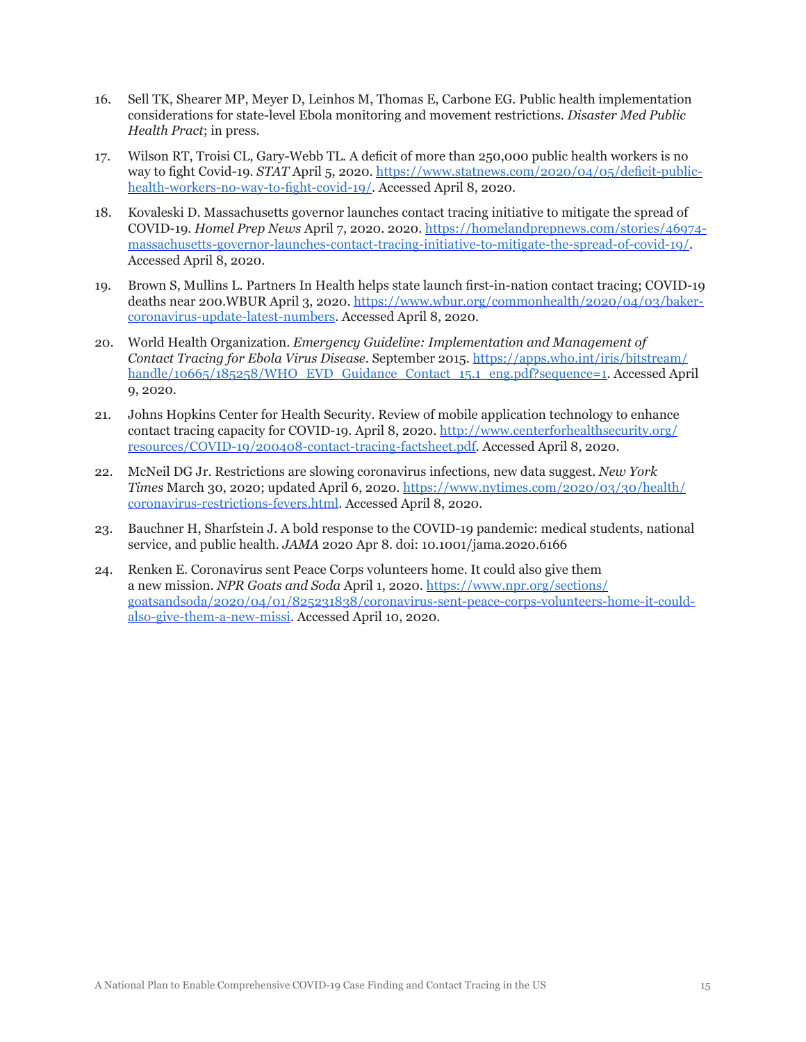16. Sell TK, Shearer MP, Meyer D, Leinhos M, Thomas E, Carbone EG. Public health implementation considerations for state-level Ebola monitoring and movement restrictions. *Disaster Med Public Health Pract*; in press.

17. Wilson RT, Troisi CL, Gary-Webb TL. A deficit of more than 250,000 public health workers is no way to fight Covid-19. *STAT* April 5, 2020. https://www.statnews.com/2020/04/05/deficit-public-health-workers-no-way-to-fight-covid-19/. Accessed April 8, 2020.

18. Kovaleski D. Massachusetts governor launches contact tracing initiative to mitigate the spread of COVID-19. *Homel Prep News* April 7, 2020. 2020. https://homelandprepnews.com/stories/46974-massachusetts-governor-launches-contact-tracing-initiative-to-mitigate-the-spread-of-covid-19/. Accessed April 8, 2020.

19. Brown S, Mullins L. Partners In Health helps state launch first-in-nation contact tracing; COVID-19 deaths near 200.WBUR April 3, 2020. https://www.wbur.org/commonhealth/2020/04/03/baker-coronavirus-update-latest-numbers. Accessed April 8, 2020.

20. World Health Organization. *Emergency Guideline: Implementation and Management of Contact Tracing for Ebola Virus Disease*. September 2015. https://apps.who.int/iris/bitstream/handle/10665/185258/WHO_EVD_Guidance_Contact_15.1_eng.pdf?sequence=1. Accessed April 9, 2020.

21. Johns Hopkins Center for Health Security. Review of mobile application technology to enhance contact tracing capacity for COVID-19. April 8, 2020. http://www.centerforhealthsecurity.org/resources/COVID-19/200408-contact-tracing-factsheet.pdf. Accessed April 8, 2020.

22. McNeil DG Jr. Restrictions are slowing coronavirus infections, new data suggest. *New York Times* March 30, 2020; updated April 6, 2020. https://www.nytimes.com/2020/03/30/health/coronavirus-restrictions-fevers.html. Accessed April 8, 2020.

23. Bauchner H, Sharfstein J. A bold response to the COVID-19 pandemic: medical students, national service, and public health. *JAMA* 2020 Apr 8. doi: 10.1001/jama.2020.6166

24. Renken E. Coronavirus sent Peace Corps volunteers home. It could also give them a new mission. *NPR Goats and Soda* April 1, 2020. https://www.npr.org/sections/goatsandsoda/2020/04/01/825231838/coronavirus-sent-peace-corps-volunteers-home-it-could-also-give-them-a-new-missi. Accessed April 10, 2020.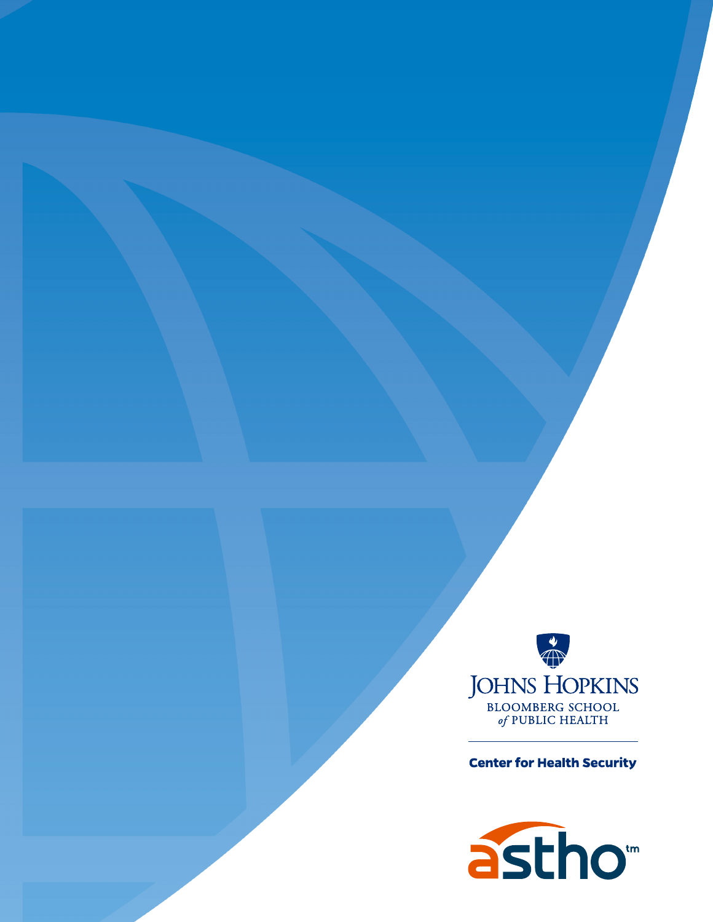Johns Hopkins Bloomberg School of Public Health

Center for Health Security

astho